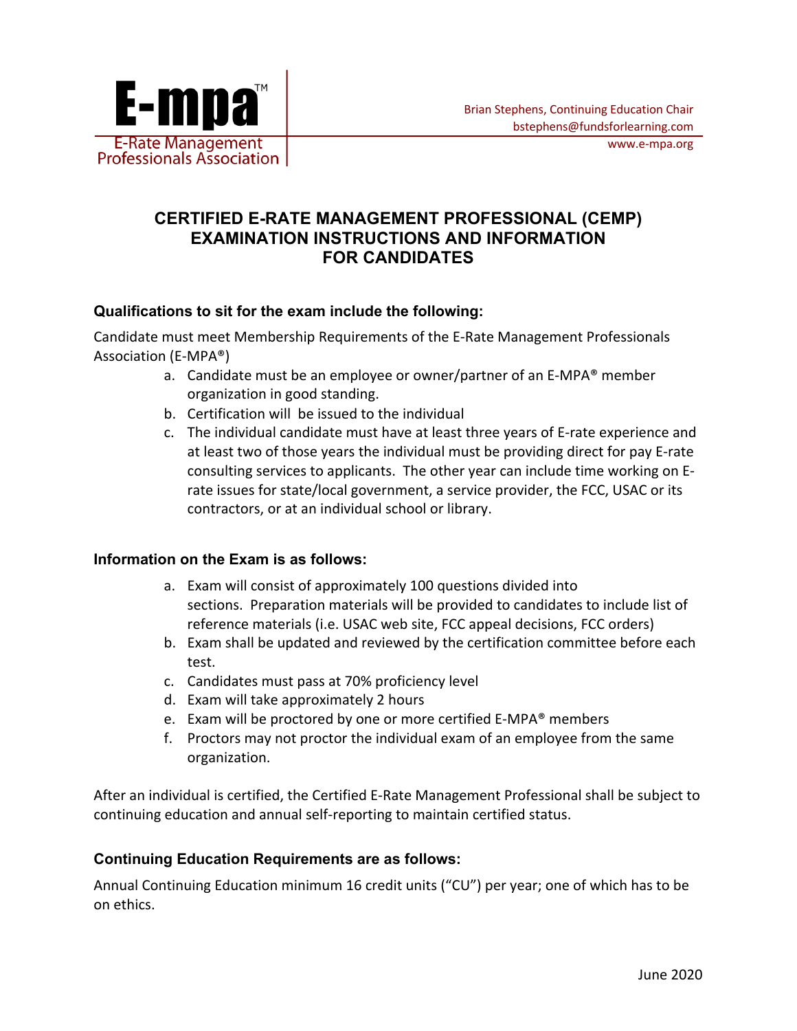E-mpa™

E-Rate Management Professionals Association

Brian Stephens, Continuing Education Chair
bstephens@fundsforlearning.com
www.e-mpa.org

# CERTIFIED E-RATE MANAGEMENT PROFESSIONAL (CEMP) EXAMINATION INSTRUCTIONS AND INFORMATION FOR CANDIDATES

### Qualifications to sit for the exam include the following:

Candidate must meet Membership Requirements of the E-Rate Management Professionals Association (E-MPA®)

a. Candidate must be an employee or owner/partner of an E-MPA® member organization in good standing.
b. Certification will be issued to the individual
c. The individual candidate must have at least three years of E-rate experience and at least two of those years the individual must be providing direct for pay E-rate consulting services to applicants. The other year can include time working on E-rate issues for state/local government, a service provider, the FCC, USAC or its contractors, or at an individual school or library.

### Information on the Exam is as follows:

a. Exam will consist of approximately 100 questions divided into sections. Preparation materials will be provided to candidates to include list of reference materials (i.e. USAC web site, FCC appeal decisions, FCC orders)
b. Exam shall be updated and reviewed by the certification committee before each test.
c. Candidates must pass at 70% proficiency level
d. Exam will take approximately 2 hours
e. Exam will be proctored by one or more certified E-MPA® members
f. Proctors may not proctor the individual exam of an employee from the same organization.

After an individual is certified, the Certified E-Rate Management Professional shall be subject to continuing education and annual self-reporting to maintain certified status.

### Continuing Education Requirements are as follows:

Annual Continuing Education minimum 16 credit units ("CU") per year; one of which has to be on ethics.

June 2020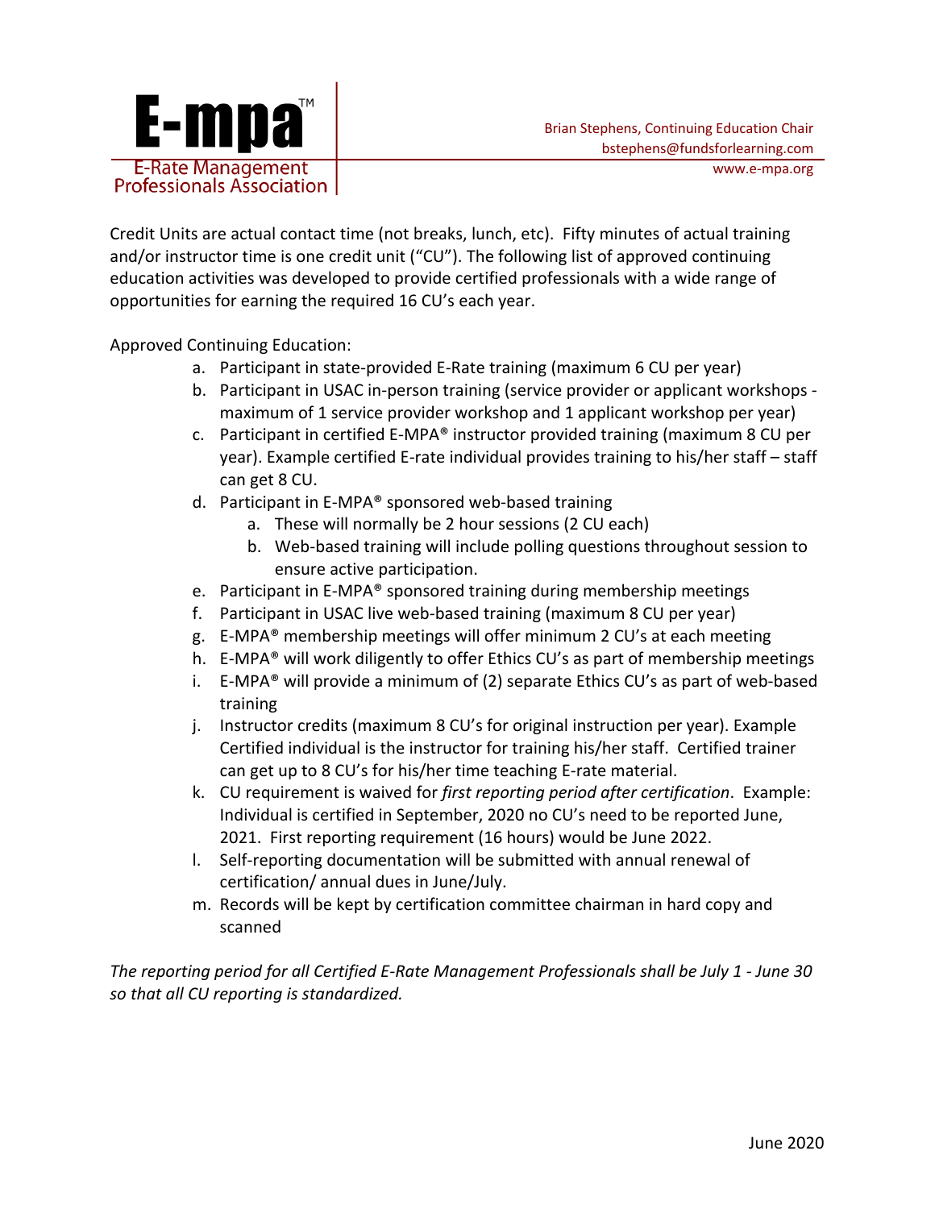E-mpa™
E-Rate Management Professionals Association

Brian Stephens, Continuing Education Chair
bstephens@fundsforlearning.com
www.e-mpa.org

Credit Units are actual contact time (not breaks, lunch, etc). Fifty minutes of actual training and/or instructor time is one credit unit ("CU"). The following list of approved continuing education activities was developed to provide certified professionals with a wide range of opportunities for earning the required 16 CU's each year.

Approved Continuing Education:

a. Participant in state-provided E-Rate training (maximum 6 CU per year)
b. Participant in USAC in-person training (service provider or applicant workshops - maximum of 1 service provider workshop and 1 applicant workshop per year)
c. Participant in certified E-MPA® instructor provided training (maximum 8 CU per year). Example certified E-rate individual provides training to his/her staff – staff can get 8 CU.
d. Participant in E-MPA® sponsored web-based training
    a. These will normally be 2 hour sessions (2 CU each)
    b. Web-based training will include polling questions throughout session to ensure active participation.
e. Participant in E-MPA® sponsored training during membership meetings
f. Participant in USAC live web-based training (maximum 8 CU per year)
g. E-MPA® membership meetings will offer minimum 2 CU's at each meeting
h. E-MPA® will work diligently to offer Ethics CU's as part of membership meetings
i. E-MPA® will provide a minimum of (2) separate Ethics CU's as part of web-based training
j. Instructor credits (maximum 8 CU's for original instruction per year). Example Certified individual is the instructor for training his/her staff. Certified trainer can get up to 8 CU's for his/her time teaching E-rate material.
k. CU requirement is waived for *first reporting period after certification*. Example: Individual is certified in September, 2020 no CU's need to be reported June, 2021. First reporting requirement (16 hours) would be June 2022.
l. Self-reporting documentation will be submitted with annual renewal of certification/ annual dues in June/July.
m. Records will be kept by certification committee chairman in hard copy and scanned

*The reporting period for all Certified E-Rate Management Professionals shall be July 1 - June 30 so that all CU reporting is standardized.*

June 2020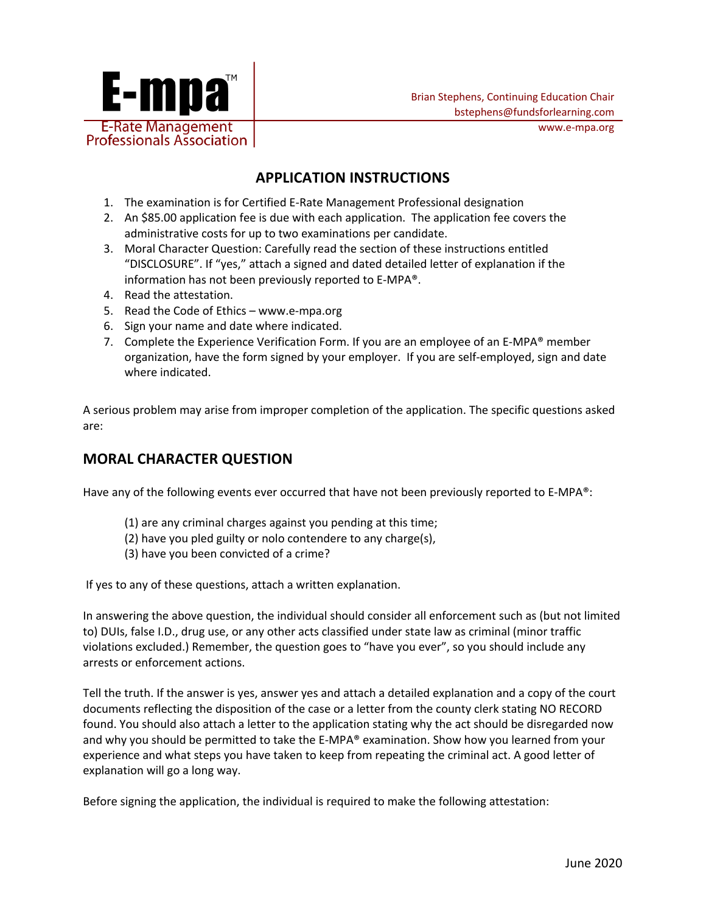**E-mpa™**
E-Rate Management Professionals Association

Brian Stephens, Continuing Education Chair
bstephens@fundsforlearning.com
www.e-mpa.org

## APPLICATION INSTRUCTIONS

1. The examination is for Certified E-Rate Management Professional designation
2. An $85.00 application fee is due with each application. The application fee covers the administrative costs for up to two examinations per candidate.
3. Moral Character Question: Carefully read the section of these instructions entitled "DISCLOSURE". If "yes," attach a signed and dated detailed letter of explanation if the information has not been previously reported to E-MPA®.
4. Read the attestation.
5. Read the Code of Ethics – www.e-mpa.org
6. Sign your name and date where indicated.
7. Complete the Experience Verification Form. If you are an employee of an E-MPA® member organization, have the form signed by your employer. If you are self-employed, sign and date where indicated.

A serious problem may arise from improper completion of the application. The specific questions asked are:

## MORAL CHARACTER QUESTION

Have any of the following events ever occurred that have not been previously reported to E-MPA®:

(1) are any criminal charges against you pending at this time;
(2) have you pled guilty or nolo contendere to any charge(s),
(3) have you been convicted of a crime?

If yes to any of these questions, attach a written explanation.

In answering the above question, the individual should consider all enforcement such as (but not limited to) DUIs, false I.D., drug use, or any other acts classified under state law as criminal (minor traffic violations excluded.) Remember, the question goes to "have you ever", so you should include any arrests or enforcement actions.

Tell the truth. If the answer is yes, answer yes and attach a detailed explanation and a copy of the court documents reflecting the disposition of the case or a letter from the county clerk stating NO RECORD found. You should also attach a letter to the application stating why the act should be disregarded now and why you should be permitted to take the E-MPA® examination. Show how you learned from your experience and what steps you have taken to keep from repeating the criminal act. A good letter of explanation will go a long way.

Before signing the application, the individual is required to make the following attestation:

June 2020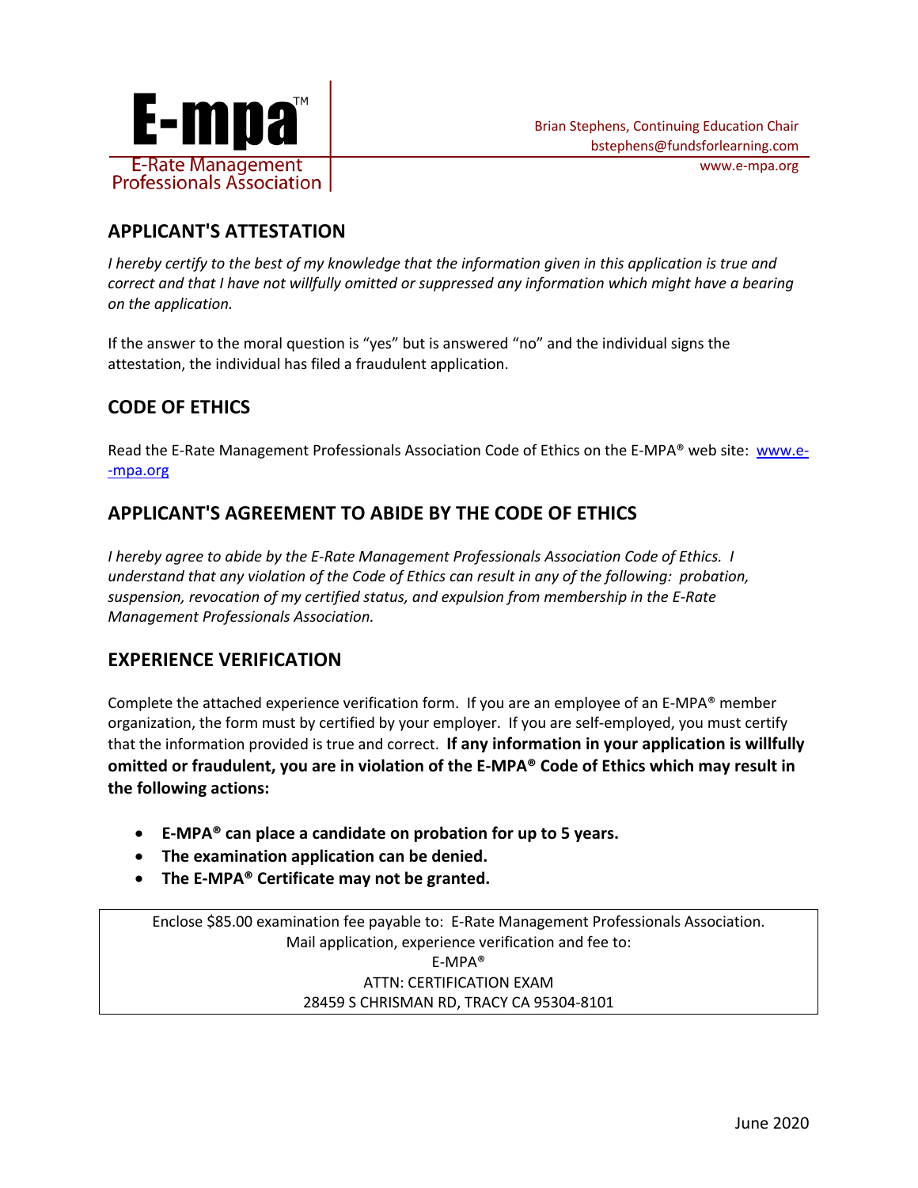Brian Stephens, Continuing Education Chair
bstephens@fundsforlearning.com
www.e-mpa.org

## APPLICANT'S ATTESTATION

*I hereby certify to the best of my knowledge that the information given in this application is true and correct and that I have not willfully omitted or suppressed any information which might have a bearing on the application.*

If the answer to the moral question is "yes" but is answered "no" and the individual signs the attestation, the individual has filed a fraudulent application.

## CODE OF ETHICS

Read the E-Rate Management Professionals Association Code of Ethics on the E-MPA® web site: www.e--mpa.org

## APPLICANT'S AGREEMENT TO ABIDE BY THE CODE OF ETHICS

*I hereby agree to abide by the E-Rate Management Professionals Association Code of Ethics. I understand that any violation of the Code of Ethics can result in any of the following: probation, suspension, revocation of my certified status, and expulsion from membership in the E-Rate Management Professionals Association.*

## EXPERIENCE VERIFICATION

Complete the attached experience verification form. If you are an employee of an E-MPA® member organization, the form must by certified by your employer. If you are self-employed, you must certify that the information provided is true and correct. **If any information in your application is willfully omitted or fraudulent, you are in violation of the E-MPA® Code of Ethics which may result in the following actions:**

- **E-MPA® can place a candidate on probation for up to 5 years.**
- **The examination application can be denied.**
- **The E-MPA® Certificate may not be granted.**

Enclose $85.00 examination fee payable to: E-Rate Management Professionals Association.
Mail application, experience verification and fee to:
E-MPA®
ATTN: CERTIFICATION EXAM
28459 S CHRISMAN RD, TRACY CA 95304-8101

June 2020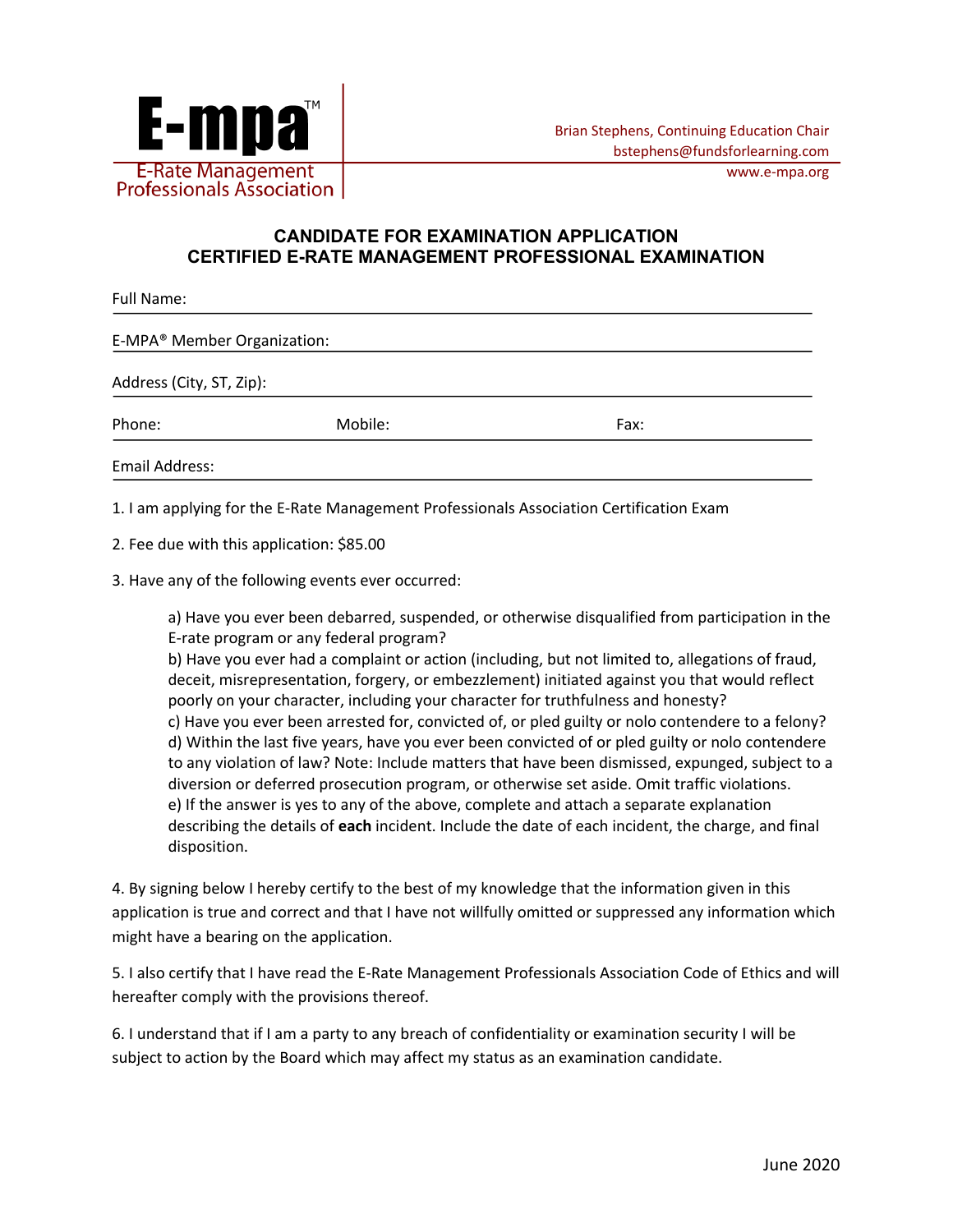E-mpa™

E-Rate Management Professionals Association

Brian Stephens, Continuing Education Chair
bstephens@fundsforlearning.com
www.e-mpa.org

## CANDIDATE FOR EXAMINATION APPLICATION
## CERTIFIED E-RATE MANAGEMENT PROFESSIONAL EXAMINATION

Full Name: ______________________________________________

E-MPA® Member Organization: ______________________________________________

Address (City, ST, Zip): ______________________________________________

Phone: ____________________ Mobile: ____________________ Fax: ____________________

Email Address: ______________________________________________

1. I am applying for the E-Rate Management Professionals Association Certification Exam

2. Fee due with this application: $85.00

3. Have any of the following events ever occurred:

   a) Have you ever been debarred, suspended, or otherwise disqualified from participation in the E-rate program or any federal program?
   b) Have you ever had a complaint or action (including, but not limited to, allegations of fraud, deceit, misrepresentation, forgery, or embezzlement) initiated against you that would reflect poorly on your character, including your character for truthfulness and honesty?
   c) Have you ever been arrested for, convicted of, or pled guilty or nolo contendere to a felony?
   d) Within the last five years, have you ever been convicted of or pled guilty or nolo contendere to any violation of law? Note: Include matters that have been dismissed, expunged, subject to a diversion or deferred prosecution program, or otherwise set aside. Omit traffic violations.
   e) If the answer is yes to any of the above, complete and attach a separate explanation describing the details of **each** incident. Include the date of each incident, the charge, and final disposition.

4. By signing below I hereby certify to the best of my knowledge that the information given in this application is true and correct and that I have not willfully omitted or suppressed any information which might have a bearing on the application.

5. I also certify that I have read the E-Rate Management Professionals Association Code of Ethics and will hereafter comply with the provisions thereof.

6. I understand that if I am a party to any breach of confidentiality or examination security I will be subject to action by the Board which may affect my status as an examination candidate.

June 2020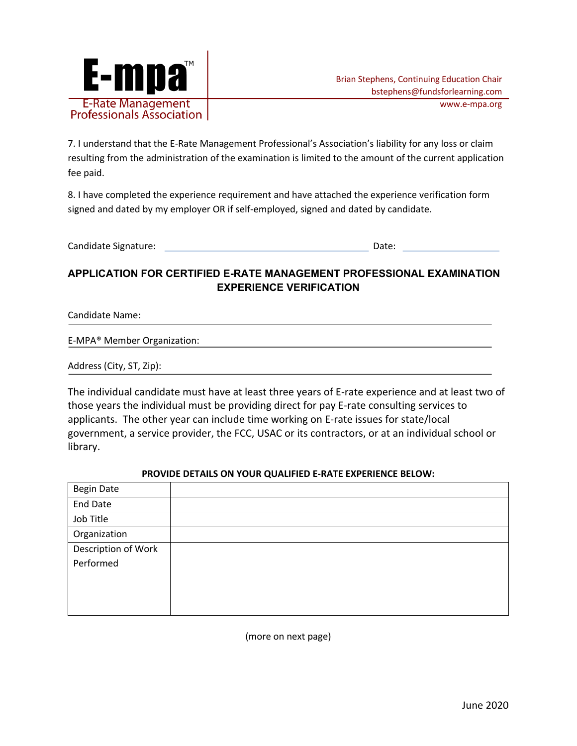7. I understand that the E-Rate Management Professional's Association's liability for any loss or claim resulting from the administration of the examination is limited to the amount of the current application fee paid.

8. I have completed the experience requirement and have attached the experience verification form signed and dated by my employer OR if self-employed, signed and dated by candidate.

Candidate Signature: ______________________________ Date: ______________

## APPLICATION FOR CERTIFIED E-RATE MANAGEMENT PROFESSIONAL EXAMINATION EXPERIENCE VERIFICATION

Candidate Name: ______________________________

E-MPA® Member Organization: ______________________________

Address (City, ST, Zip): ______________________________

The individual candidate must have at least three years of E-rate experience and at least two of those years the individual must be providing direct for pay E-rate consulting services to applicants. The other year can include time working on E-rate issues for state/local government, a service provider, the FCC, USAC or its contractors, or at an individual school or library.

**PROVIDE DETAILS ON YOUR QUALIFIED E-RATE EXPERIENCE BELOW:**

| | |
|---|---|
| Begin Date | |
| End Date | |
| Job Title | |
| Organization | |
| Description of Work Performed | |

(more on next page)

June 2020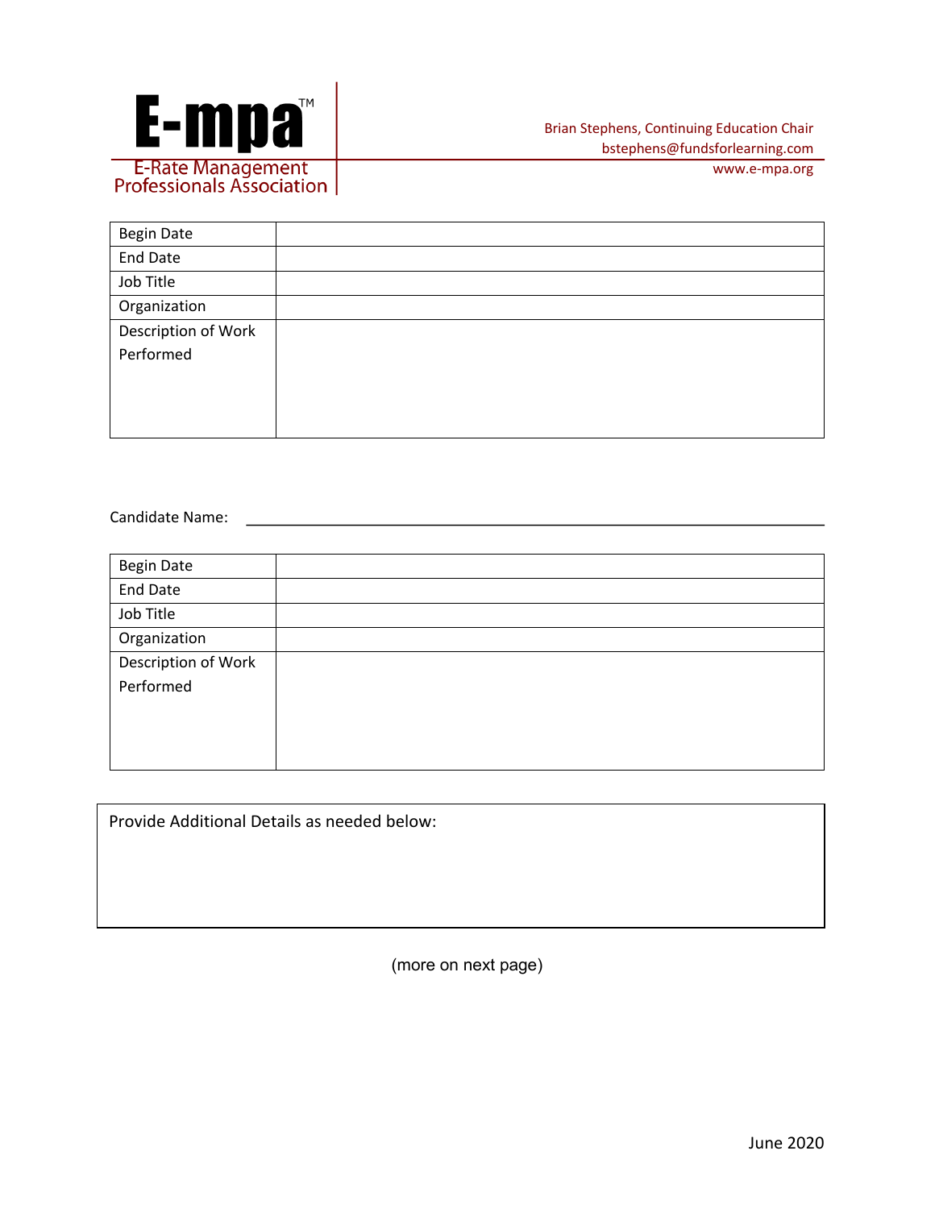**E-mpa™**
E-Rate Management Professionals Association

Brian Stephens, Continuing Education Chair
bstephens@fundsforlearning.com
www.e-mpa.org

| Begin Date | |
|---|---|
| End Date | |
| Job Title | |
| Organization | |
| Description of Work Performed | |

Candidate Name: ______________________________________________

| Begin Date | |
|---|---|
| End Date | |
| Job Title | |
| Organization | |
| Description of Work Performed | |

| Provide Additional Details as needed below: |
|---|
| |

(more on next page)

June 2020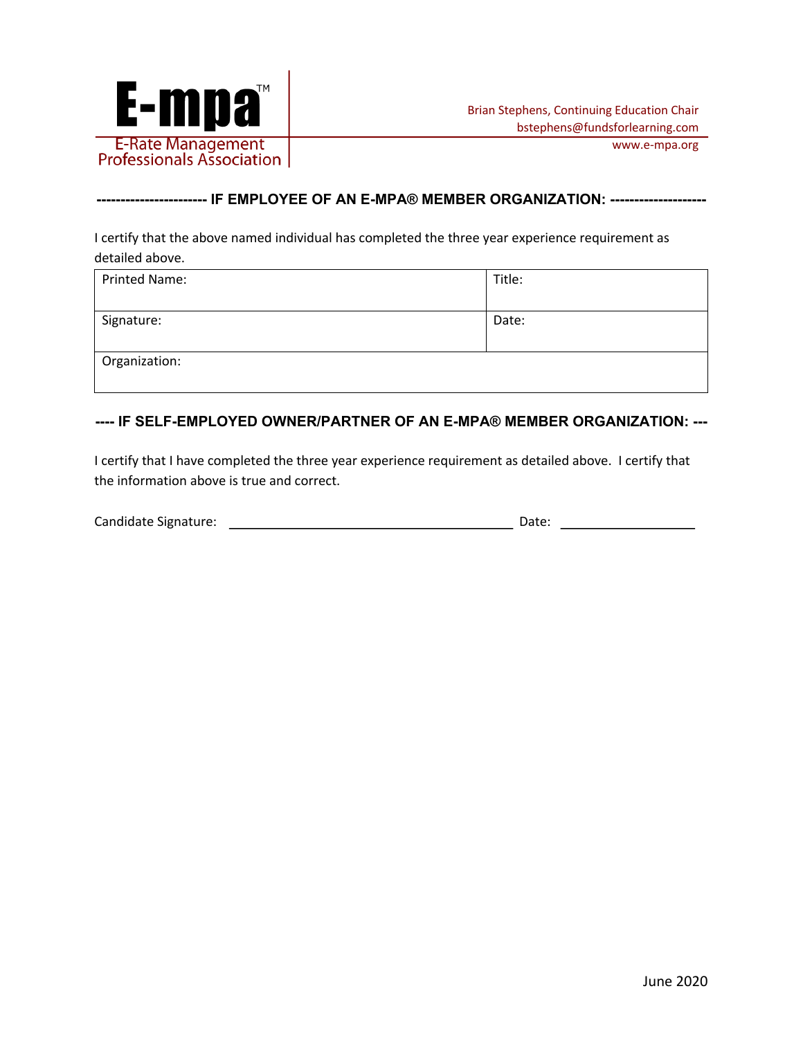**E-mpa™**
E-Rate Management Professionals Association

Brian Stephens, Continuing Education Chair
bstephens@fundsforlearning.com
www.e-mpa.org

**---------------------- IF EMPLOYEE OF AN E-MPA® MEMBER ORGANIZATION: --------------------**

I certify that the above named individual has completed the three year experience requirement as detailed above.

| | |
|---|---|
| Printed Name: | Title: |
| Signature: | Date: |
| Organization: | |

**---- IF SELF-EMPLOYED OWNER/PARTNER OF AN E-MPA® MEMBER ORGANIZATION: ---**

I certify that I have completed the three year experience requirement as detailed above. I certify that the information above is true and correct.

Candidate Signature: ______________________________ Date: ______________

June 2020